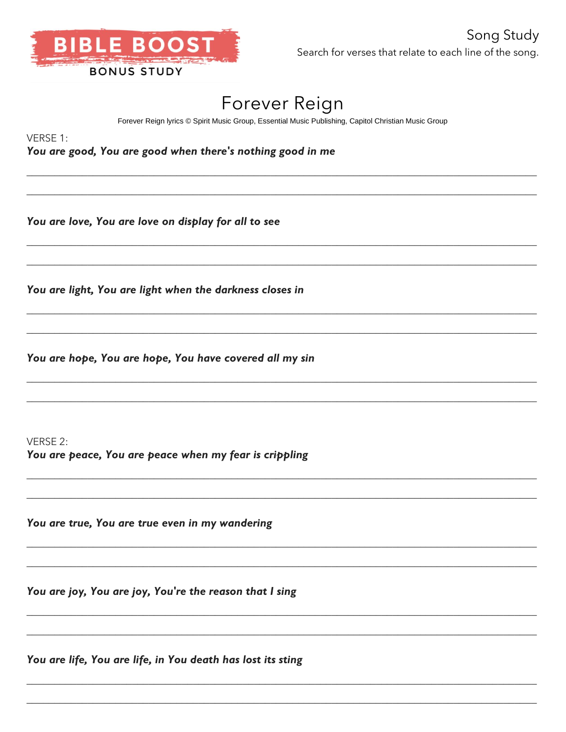BIBLE BOOST

BONUS STUDY

Song Study

Search for verses that relate to each line of the song.

# Forever Reign

Forever Reign lyrics © Spirit Music Group, Essential Music Publishing, Capitol Christian Music Group

VERSE 1:

***You are good, You are good when there's nothing good in me***

___________________________________________________________________________

___________________________________________________________________________

***You are love, You are love on display for all to see***

___________________________________________________________________________

___________________________________________________________________________

***You are light, You are light when the darkness closes in***

___________________________________________________________________________

___________________________________________________________________________

***You are hope, You are hope, You have covered all my sin***

___________________________________________________________________________

___________________________________________________________________________

VERSE 2:

***You are peace, You are peace when my fear is crippling***

___________________________________________________________________________

___________________________________________________________________________

***You are true, You are true even in my wandering***

___________________________________________________________________________

___________________________________________________________________________

***You are joy, You are joy, You're the reason that I sing***

___________________________________________________________________________

___________________________________________________________________________

***You are life, You are life, in You death has lost its sting***

___________________________________________________________________________

___________________________________________________________________________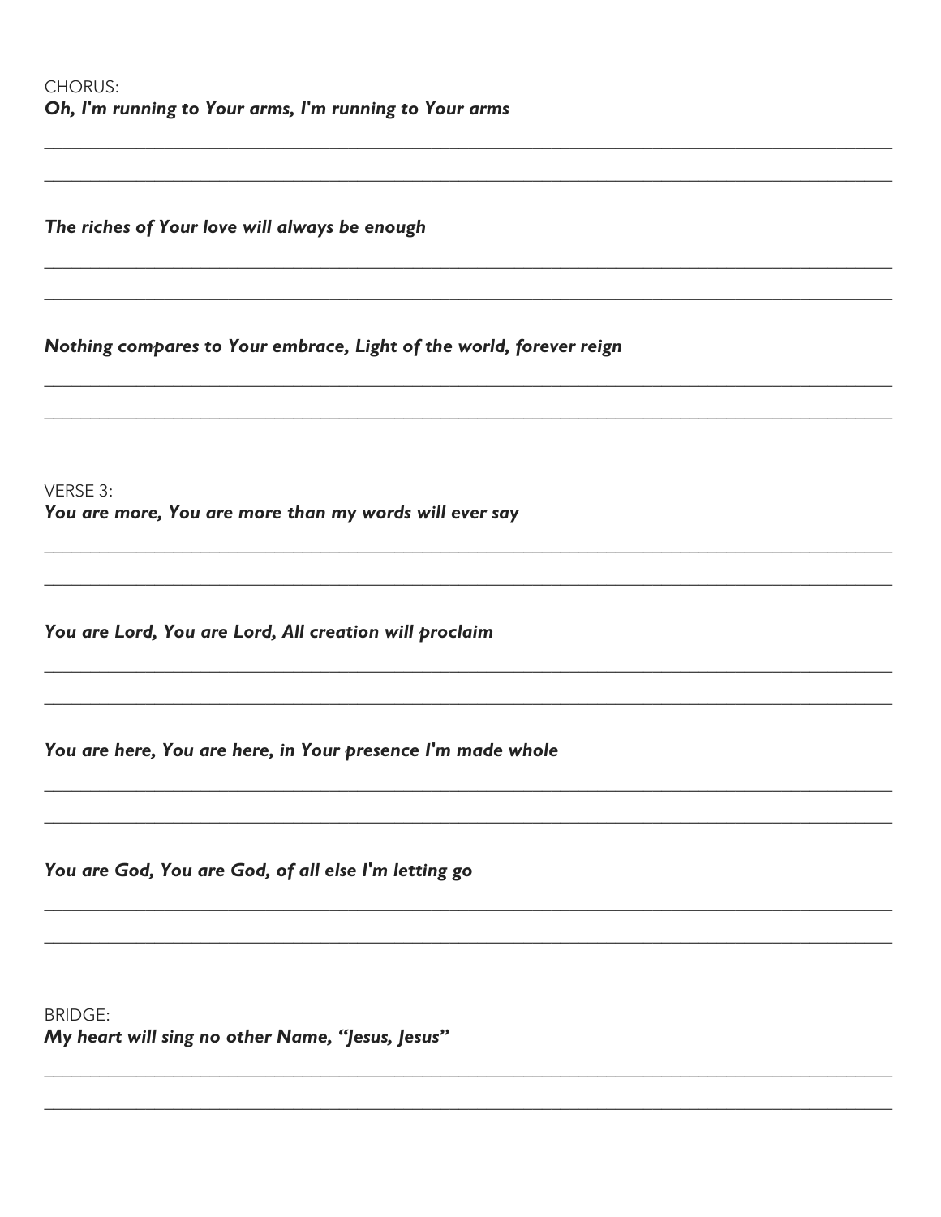CHORUS:
***Oh, I'm running to Your arms, I'm running to Your arms***

***The riches of Your love will always be enough***

***Nothing compares to Your embrace, Light of the world, forever reign***

VERSE 3:
***You are more, You are more than my words will ever say***

***You are Lord, You are Lord, All creation will proclaim***

***You are here, You are here, in Your presence I'm made whole***

***You are God, You are God, of all else I'm letting go***

BRIDGE:
***My heart will sing no other Name, "Jesus, Jesus"***